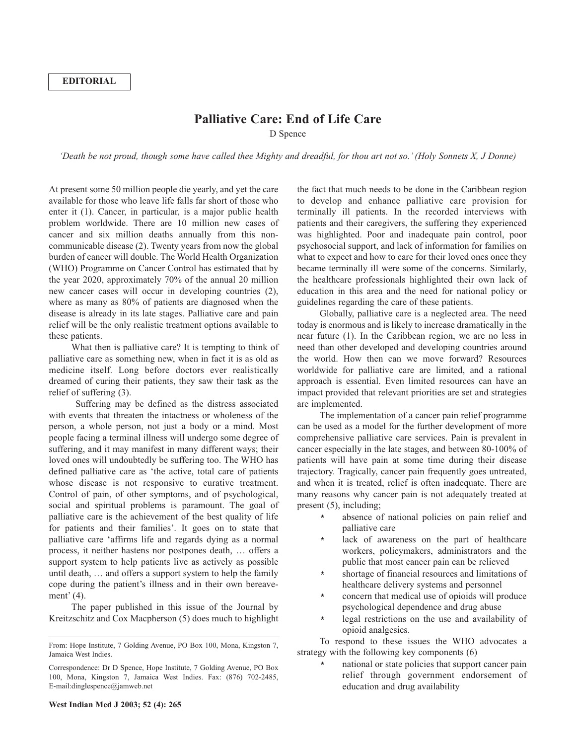**EDITORIAL**

# Palliative Care: End of Life Care

D Spence

*'Death be not proud, though some have called thee Mighty and dreadful, for thou art not so.' (Holy Sonnets X, J Donne)*

At present some 50 million people die yearly, and yet the care available for those who leave life falls far short of those who enter it (1). Cancer, in particular, is a major public health problem worldwide. There are 10 million new cases of cancer and six million deaths annually from this non-communicable disease (2). Twenty years from now the global burden of cancer will double. The World Health Organization (WHO) Programme on Cancer Control has estimated that by the year 2020, approximately 70% of the annual 20 million new cancer cases will occur in developing countries (2), where as many as 80% of patients are diagnosed when the disease is already in its late stages. Palliative care and pain relief will be the only realistic treatment options available to these patients.

What then is palliative care? It is tempting to think of palliative care as something new, when in fact it is as old as medicine itself. Long before doctors ever realistically dreamed of curing their patients, they saw their task as the relief of suffering (3).

Suffering may be defined as the distress associated with events that threaten the intactness or wholeness of the person, a whole person, not just a body or a mind. Most people facing a terminal illness will undergo some degree of suffering, and it may manifest in many different ways; their loved ones will undoubtedly be suffering too. The WHO has defined palliative care as 'the active, total care of patients whose disease is not responsive to curative treatment. Control of pain, of other symptoms, and of psychological, social and spiritual problems is paramount. The goal of palliative care is the achievement of the best quality of life for patients and their families'. It goes on to state that palliative care 'affirms life and regards dying as a normal process, it neither hastens nor postpones death, … offers a support system to help patients live as actively as possible until death, … and offers a support system to help the family cope during the patient's illness and in their own bereavement' (4).

The paper published in this issue of the Journal by Kreitzschitz and Cox Macpherson (5) does much to highlight the fact that much needs to be done in the Caribbean region to develop and enhance palliative care provision for terminally ill patients. In the recorded interviews with patients and their caregivers, the suffering they experienced was highlighted. Poor and inadequate pain control, poor psychosocial support, and lack of information for families on what to expect and how to care for their loved ones once they became terminally ill were some of the concerns. Similarly, the healthcare professionals highlighted their own lack of education in this area and the need for national policy or guidelines regarding the care of these patients.

Globally, palliative care is a neglected area. The need today is enormous and is likely to increase dramatically in the near future (1). In the Caribbean region, we are no less in need than other developed and developing countries around the world. How then can we move forward? Resources worldwide for palliative care are limited, and a rational approach is essential. Even limited resources can have an impact provided that relevant priorities are set and strategies are implemented.

The implementation of a cancer pain relief programme can be used as a model for the further development of more comprehensive palliative care services. Pain is prevalent in cancer especially in the late stages, and between 80-100% of patients will have pain at some time during their disease trajectory. Tragically, cancer pain frequently goes untreated, and when it is treated, relief is often inadequate. There are many reasons why cancer pain is not adequately treated at present (5), including;

* absence of national policies on pain relief and palliative care
* lack of awareness on the part of healthcare workers, policymakers, administrators and the public that most cancer pain can be relieved
* shortage of financial resources and limitations of healthcare delivery systems and personnel
* concern that medical use of opioids will produce psychological dependence and drug abuse
* legal restrictions on the use and availability of opioid analgesics.

To respond to these issues the WHO advocates a strategy with the following key components (6)

* national or state policies that support cancer pain relief through government endorsement of education and drug availability

From: Hope Institute, 7 Golding Avenue, PO Box 100, Mona, Kingston 7, Jamaica West Indies.

Correspondence: Dr D Spence, Hope Institute, 7 Golding Avenue, PO Box 100, Mona, Kingston 7, Jamaica West Indies. Fax: (876) 702-2485, E-mail:dinglespence@jamweb.net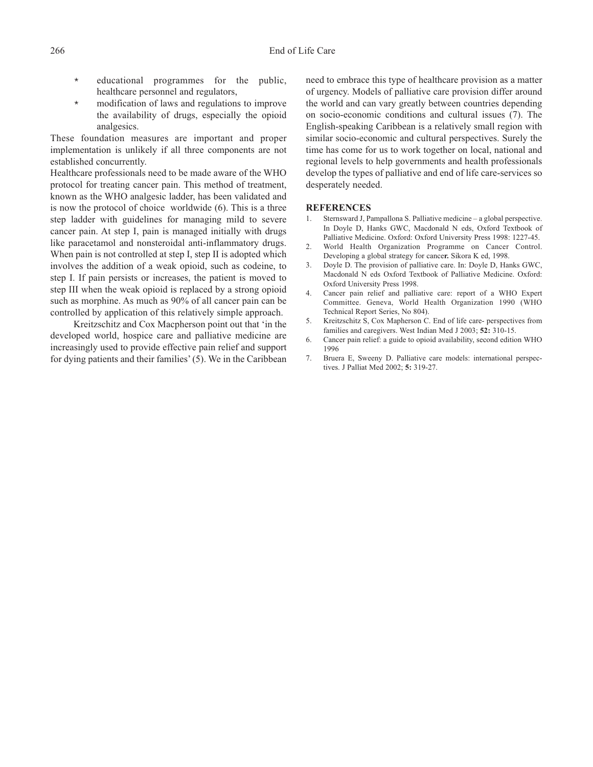* educational programmes for the public, healthcare personnel and regulators,
* modification of laws and regulations to improve the availability of drugs, especially the opioid analgesics.

These foundation measures are important and proper implementation is unlikely if all three components are not established concurrently.

Healthcare professionals need to be made aware of the WHO protocol for treating cancer pain. This method of treatment, known as the WHO analgesic ladder, has been validated and is now the protocol of choice worldwide (6). This is a three step ladder with guidelines for managing mild to severe cancer pain. At step I, pain is managed initially with drugs like paracetamol and nonsteroidal anti-inflammatory drugs. When pain is not controlled at step I, step II is adopted which involves the addition of a weak opioid, such as codeine, to step I. If pain persists or increases, the patient is moved to step III when the weak opioid is replaced by a strong opioid such as morphine. As much as 90% of all cancer pain can be controlled by application of this relatively simple approach.

Kreitzschitz and Cox Macpherson point out that 'in the developed world, hospice care and palliative medicine are increasingly used to provide effective pain relief and support for dying patients and their families' (5). We in the Caribbean need to embrace this type of healthcare provision as a matter of urgency. Models of palliative care provision differ around the world and can vary greatly between countries depending on socio-economic conditions and cultural issues (7). The English-speaking Caribbean is a relatively small region with similar socio-economic and cultural perspectives. Surely the time has come for us to work together on local, national and regional levels to help governments and health professionals develop the types of palliative and end of life care-services so desperately needed.

## REFERENCES

1. Sternsward J, Pampallona S. Palliative medicine – a global perspective. In Doyle D, Hanks GWC, Macdonald N eds, Oxford Textbook of Palliative Medicine. Oxford: Oxford University Press 1998: 1227-45.
2. World Health Organization Programme on Cancer Control. Developing a global strategy for cance**r.** Sikora K ed, 1998.
3. Doyle D. The provision of palliative care. In: Doyle D, Hanks GWC, Macdonald N eds Oxford Textbook of Palliative Medicine. Oxford: Oxford University Press 1998.
4. Cancer pain relief and palliative care: report of a WHO Expert Committee. Geneva, World Health Organization 1990 (WHO Technical Report Series, No 804).
5. Kreitzschitz S, Cox Mapherson C. End of life care- perspectives from families and caregivers. West Indian Med J 2003; **52:** 310-15.
6. Cancer pain relief: a guide to opioid availability, second edition WHO 1996
7. Bruera E, Sweeny D. Palliative care models: international perspectives. J Palliat Med 2002; **5:** 319-27.